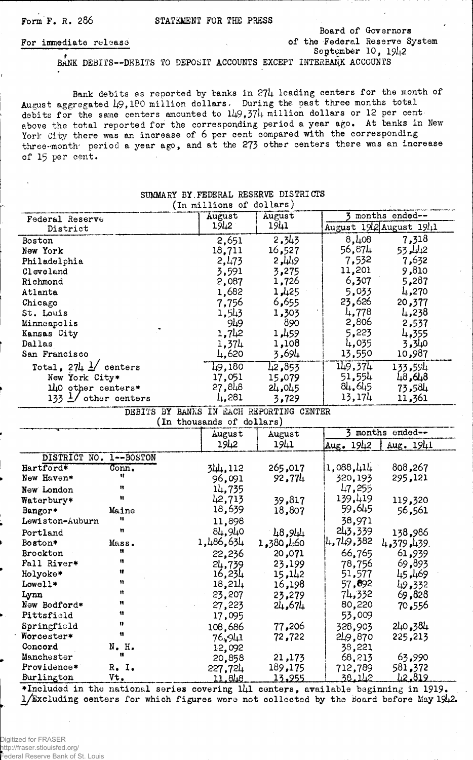Form F. R. 286

STATEMENT FOR THE PRESS

For immediate release

Board of Governors
of the Federal Reserve System
September 10, 1942

# BANK DEBITS--DEBITS TO DEPOSIT ACCOUNTS EXCEPT INTERBANK ACCOUNTS

Bank debits as reported by banks in 274 leading centers for the month of August aggregated 49,180 million dollars. During the past three months total debits for the same centers amounted to 149,374 million dollars or 12 per cent above the total reported for the corresponding period a year ago. At banks in New York City there was an increase of 6 per cent compared with the corresponding three-month period a year ago, and at the 273 other centers there was an increase of 15 per cent.

SUMMARY BY FEDERAL RESERVE DISTRICTS
(In millions of dollars)

| Federal Reserve District | August 1942 | August 1941 | 3 months ended-- August 1942 | August 1941 |
|---|---|---|---|---|
| Boston | 2,651 | 2,343 | 8,408 | 7,318 |
| New York | 18,711 | 16,527 | 56,874 | 53,442 |
| Philadelphia | 2,473 | 2,449 | 7,532 | 7,632 |
| Cleveland | 3,591 | 3,275 | 11,201 | 9,810 |
| Richmond | 2,087 | 1,726 | 6,307 | 5,287 |
| Atlanta | 1,682 | 1,425 | 5,033 | 4,270 |
| Chicago | 7,756 | 6,655 | 23,626 | 20,377 |
| St. Louis | 1,543 | 1,303 | 4,778 | 4,238 |
| Minneapolis | 949 | 890 | 2,806 | 2,537 |
| Kansas City | 1,742 | 1,459 | 5,223 | 4,355 |
| Dallas | 1,374 | 1,108 | 4,035 | 3,340 |
| San Francisco | 4,620 | 3,694 | 13,550 | 10,987 |
| Total, 274 1/ centers | 49,180 | 42,853 | 149,374 | 133,594 |
| New York City* | 17,051 | 15,079 | 51,554 | 48,648 |
| 140 other centers* | 27,848 | 24,045 | 84,645 | 73,584 |
| 133 1/ other centers | 4,281 | 3,729 | 13,174 | 11,361 |

DEBITS BY BANKS IN EACH REPORTING CENTER
(In thousands of dollars)

| | | August 1942 | August 1941 | 3 months ended-- Aug. 1942 | Aug. 1941 |
|---|---|---|---|---|---|
| DISTRICT NO. 1--BOSTON | | | | | |
| Hartford* | Conn. | 344,112 | 265,017 | 1,088,414 | 808,267 |
| New Haven* | " | 96,091 | 92,774 | 320,193 | 295,121 |
| New London | " | 14,735 | | 47,255 | |
| Waterbury* | " | 42,713 | 39,817 | 139,419 | 119,320 |
| Bangor* | Maine | 18,639 | 18,807 | 59,645 | 56,561 |
| Lewiston-Auburn | " | 11,898 | | 38,971 | |
| Portland | " | 84,940 | 48,944 | 243,339 | 138,986 |
| Boston* | Mass. | 1,486,634 | 1,380,460 | 4,749,382 | 4,379,439 |
| Brockton | " | 22,236 | 20,071 | 66,765 | 61,939 |
| Fall River* | " | 24,739 | 23,199 | 78,756 | 69,893 |
| Holyoke* | " | 16,234 | 15,142 | 51,577 | 45,469 |
| Lowell* | " | 18,214 | 16,198 | 57,892 | 49,332 |
| Lynn | " | 23,207 | 23,279 | 74,332 | 69,828 |
| New Bedford* | " | 27,223 | 24,674 | 80,220 | 70,556 |
| Pittsfield | " | 17,095 | | 53,009 | |
| Springfield | " | 108,686 | 77,206 | 328,903 | 240,384 |
| Worcester* | " | 76,941 | 72,722 | 249,870 | 225,213 |
| Concord | N. H. | 12,092 | | 38,221 | |
| Manchester | " | 20,858 | 21,173 | 68,213 | 63,990 |
| Providence* | R. I. | 227,724 | 189,175 | 712,789 | 581,372 |
| Burlington | Vt. | 11,848 | 13,955 | 38,142 | 42,819 |

*Included in the national series covering 141 centers, available beginning in 1919.
1/Excluding centers for which figures were not collected by the Board before May 1942.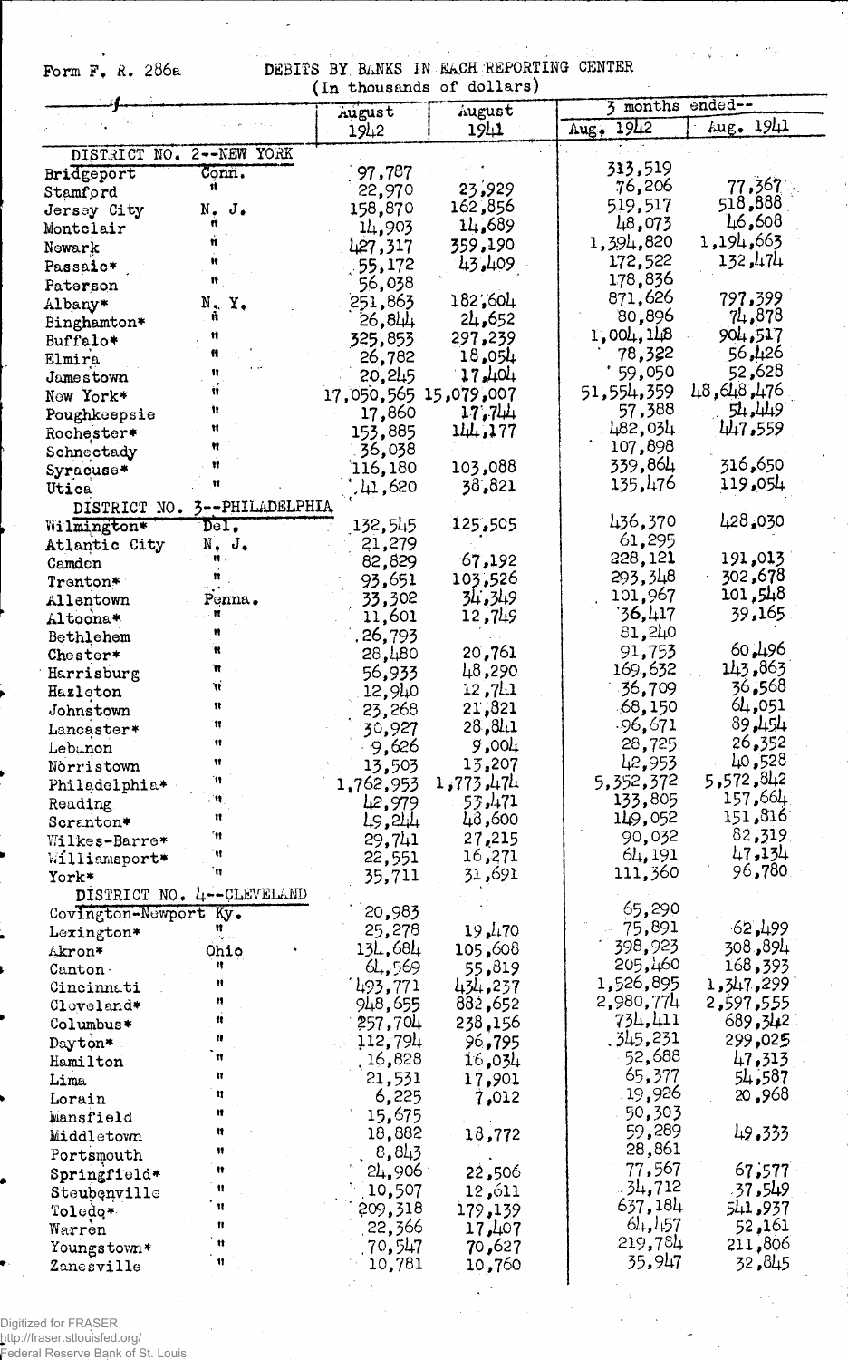Form F. R. 286a

DEBITS BY BANKS IN EACH REPORTING CENTER
(In thousands of dollars)

| | | August 1942 | August 1941 | 3 months ended-- Aug. 1942 | Aug. 1941 |
|---|---|---|---|---|---|
| DISTRICT NO. 2--NEW YORK | | | | | |
| Bridgeport | Conn. | 97,787 | | 313,519 | |
| Stamford | " | 22,970 | 23,929 | 76,206 | 77,367 |
| Jersey City | N. J. | 158,870 | 162,856 | 519,517 | 518,888 |
| Montclair | " | 14,903 | 14,689 | 48,073 | 46,608 |
| Newark | " | 427,317 | 359,190 | 1,394,820 | 1,194,663 |
| Passaic* | " | 55,172 | 43,409 | 172,522 | 132,474 |
| Paterson | " | 56,038 | | 178,836 | |
| Albany* | N. Y. | 251,863 | 182,604 | 871,626 | 797,399 |
| Binghamton* | " | 26,844 | 24,652 | 80,896 | 74,878 |
| Buffalo* | " | 325,853 | 297,239 | 1,004,148 | 904,517 |
| Elmira | " | 26,782 | 18,054 | 78,322 | 56,426 |
| Jamestown | " | 20,245 | 17,404 | 59,050 | 52,628 |
| New York* | " | 17,050,565 | 15,079,007 | 51,554,359 | 48,648,476 |
| Poughkeepsie | " | 17,860 | 17,744 | 57,388 | 54,449 |
| Rochester* | " | 153,885 | 144,177 | 482,034 | 447,559 |
| Schnectady | " | 36,038 | | 107,898 | |
| Syracuse* | " | 116,180 | 103,088 | 339,864 | 316,650 |
| Utica | " | 41,620 | 38,821 | 135,476 | 119,054 |
| DISTRICT NO. 3--PHILADELPHIA | | | | | |
| Wilmington* | Del. | 132,545 | 125,505 | 436,370 | 428,030 |
| Atlantic City | N. J. | 21,279 | | 61,295 | |
| Camden | " | 82,829 | 67,192 | 228,121 | 191,013 |
| Trenton* | " | 93,651 | 103,526 | 293,348 | 302,678 |
| Allentown | Penna. | 33,302 | 34,349 | 101,967 | 101,548 |
| Altoona* | " | 11,601 | 12,749 | 36,417 | 39,165 |
| Bethlehem | " | 26,793 | | 81,240 | |
| Chester* | " | 28,480 | 20,761 | 91,753 | 60,496 |
| Harrisburg | " | 56,933 | 48,290 | 169,632 | 143,863 |
| Hazleton | " | 12,940 | 12,741 | 36,709 | 36,568 |
| Johnstown | " | 23,268 | 21,821 | 68,150 | 64,051 |
| Lancaster* | " | 30,927 | 28,841 | 96,671 | 89,454 |
| Lebanon | " | 9,626 | 9,004 | 28,725 | 26,352 |
| Norristown | " | 13,503 | 13,207 | 42,953 | 40,528 |
| Philadelphia* | " | 1,762,953 | 1,773,474 | 5,352,372 | 5,572,842 |
| Reading | " | 42,979 | 53,471 | 133,805 | 157,664 |
| Scranton* | " | 49,244 | 48,600 | 149,052 | 151,816 |
| Wilkes-Barre* | " | 29,741 | 27,215 | 90,032 | 82,319 |
| Williamsport* | " | 22,551 | 16,271 | 64,191 | 47,134 |
| York* | " | 35,711 | 31,691 | 111,360 | 96,780 |
| DISTRICT NO. 4--CLEVELAND | | | | | |
| Covington-Newport | Ky. | 20,983 | | 65,290 | |
| Lexington* | " | 25,278 | 19,470 | 75,891 | 62,499 |
| Akron* | Ohio | 134,684 | 105,608 | 398,923 | 308,894 |
| Canton | " | 64,569 | 55,819 | 205,460 | 168,393 |
| Cincinnati | " | 493,771 | 434,237 | 1,526,895 | 1,347,299 |
| Cleveland* | " | 948,655 | 882,652 | 2,980,774 | 2,597,555 |
| Columbus* | " | 257,704 | 238,156 | 734,411 | 689,342 |
| Dayton* | " | 112,794 | 96,795 | 345,231 | 299,025 |
| Hamilton | " | 16,828 | 16,034 | 52,688 | 47,313 |
| Lima | " | 21,531 | 17,901 | 65,377 | 54,587 |
| Lorain | " | 6,225 | 7,012 | 19,926 | 20,968 |
| Mansfield | " | 15,675 | | 50,303 | |
| Middletown | " | 18,882 | 18,772 | 59,289 | 49,333 |
| Portsmouth | " | 8,843 | | 28,861 | |
| Springfield* | " | 24,906 | 22,506 | 77,567 | 67,577 |
| Steubenville | " | 10,507 | 12,611 | 34,712 | 37,549 |
| Toledo* | " | 209,318 | 179,139 | 637,184 | 541,937 |
| Warren | " | 22,366 | 17,407 | 64,457 | 52,161 |
| Youngstown* | " | 70,547 | 70,627 | 219,784 | 211,806 |
| Zanesville | " | 10,781 | 10,760 | 35,947 | 32,845 |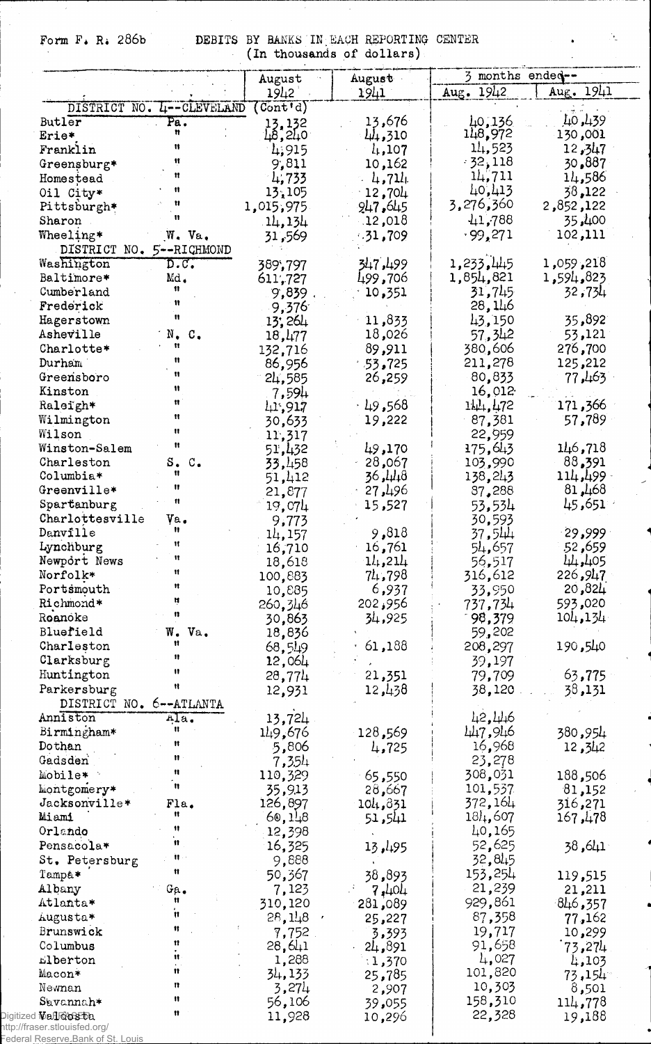Form F. R. 286b

DEBITS BY BANKS IN EACH REPORTING CENTER
(In thousands of dollars)

| | | August 1942 | August 1941 | 3 months ended-- Aug. 1942 | Aug. 1941 |
|---|---|---|---|---|---|
| DISTRICT NO. 4--CLEVELAND (Cont'd) | | | | | |
| Butler | Pa. | 13,132 | 13,676 | 40,136 | 40,439 |
| Erie* | " | 48,240 | 44,310 | 148,972 | 130,001 |
| Franklin | " | 4,915 | 4,107 | 14,523 | 12,347 |
| Greensburg* | " | 9,811 | 10,162 | 32,118 | 30,887 |
| Homestead | " | 4,733 | 4,714 | 14,711 | 14,586 |
| Oil City* | " | 13,105 | 12,704 | 40,413 | 38,122 |
| Pittsburgh* | " | 1,015,975 | 947,645 | 3,276,360 | 2,852,122 |
| Sharon | " | 14,134 | 12,018 | 41,788 | 35,400 |
| Wheeling* | W. Va. | 31,569 | 31,709 | 99,271 | 102,111 |
| DISTRICT NO. 5--RICHMOND | | | | | |
| Washington | D.C. | 389,797 | 347,499 | 1,233,445 | 1,059,218 |
| Baltimore* | Md. | 611,727 | 499,706 | 1,854,821 | 1,594,823 |
| Cumberland | " | 9,839 | 10,351 | 31,745 | 32,734 |
| Frederick | " | 9,376 | | 28,146 | |
| Hagerstown | " | 13,264 | 11,833 | 43,150 | 35,892 |
| Asheville | N. C. | 18,477 | 18,026 | 57,342 | 53,121 |
| Charlotte* | " | 132,716 | 89,911 | 380,606 | 276,700 |
| Durham | " | 86,956 | 53,725 | 211,278 | 125,212 |
| Greensboro | " | 24,585 | 26,259 | 80,833 | 77,463 |
| Kinston | " | 7,594 | | 16,012 | |
| Raleigh* | " | 41,917 | 49,568 | 144,472 | 171,366 |
| Wilmington | " | 30,633 | 19,222 | 87,381 | 57,789 |
| Wilson | " | 11,317 | | 22,959 | |
| Winston-Salem | " | 51,432 | 49,170 | 175,643 | 146,718 |
| Charleston | S. C. | 33,458 | 28,067 | 103,990 | 88,391 |
| Columbia* | " | 51,412 | 36,448 | 138,243 | 114,499 |
| Greenville* | " | 21,877 | 27,496 | 87,288 | 81,468 |
| Spartanburg | " | 19,074 | 15,527 | 53,534 | 45,651 |
| Charlottesville | Va. | 9,773 | | 30,593 | |
| Danville | " | 14,157 | 9,818 | 37,544 | 29,999 |
| Lynchburg | " | 16,710 | 16,761 | 54,657 | 52,659 |
| Newport News | " | 18,618 | 14,214 | 56,517 | 44,405 |
| Norfolk* | " | 100,883 | 74,798 | 316,612 | 226,947 |
| Portsmouth | " | 10,885 | 6,937 | 33,950 | 20,824 |
| Richmond* | " | 260,346 | 202,956 | 737,734 | 593,020 |
| Roanoke | " | 30,863 | 34,925 | 98,379 | 104,134 |
| Bluefield | W. Va. | 18,836 | | 59,202 | |
| Charleston | " | 68,549 | 61,188 | 208,297 | 190,540 |
| Clarksburg | " | 12,064 | | 39,197 | |
| Huntington | " | 28,774 | 21,351 | 79,709 | 63,775 |
| Parkersburg | " | 12,931 | 12,438 | 38,120 | 38,131 |
| DISTRICT NO. 6--ATLANTA | | | | | |
| Anniston | Ala. | 13,724 | | 42,446 | |
| Birmingham* | " | 149,676 | 128,569 | 447,946 | 380,954 |
| Dothan | " | 5,806 | 4,725 | 16,968 | 12,342 |
| Gadsden | " | 7,354 | | 23,278 | |
| Mobile* | " | 110,329 | 65,550 | 308,031 | 188,506 |
| Montgomery* | " | 35,913 | 28,667 | 101,537 | 81,152 |
| Jacksonville* | Fla. | 126,897 | 104,831 | 372,164 | 316,271 |
| Miami | " | 60,148 | 51,541 | 184,607 | 167,478 |
| Orlando | " | 12,398 | | 40,165 | |
| Pensacola* | " | 16,325 | 13,495 | 52,625 | 38,641 |
| St. Petersburg | " | 9,888 | | 32,845 | |
| Tampa* | " | 50,367 | 38,893 | 153,254 | 119,515 |
| Albany | Ga. | 7,123 | 7,404 | 21,239 | 21,211 |
| Atlanta* | " | 310,120 | 281,089 | 929,861 | 846,357 |
| Augusta* | " | 28,148 | 25,227 | 87,358 | 77,162 |
| Brunswick | " | 7,752 | 3,393 | 19,717 | 10,299 |
| Columbus | " | 28,641 | 24,891 | 91,658 | 73,274 |
| Elberton | " | 1,288 | 1,370 | 4,027 | 4,103 |
| Macon* | " | 34,133 | 25,785 | 101,820 | 73,154 |
| Newnan | " | 3,274 | 2,907 | 10,303 | 8,501 |
| Savannah* | " | 56,106 | 39,055 | 158,310 | 114,778 |
| Valdosta | " | 11,928 | 10,296 | 22,328 | 19,188 |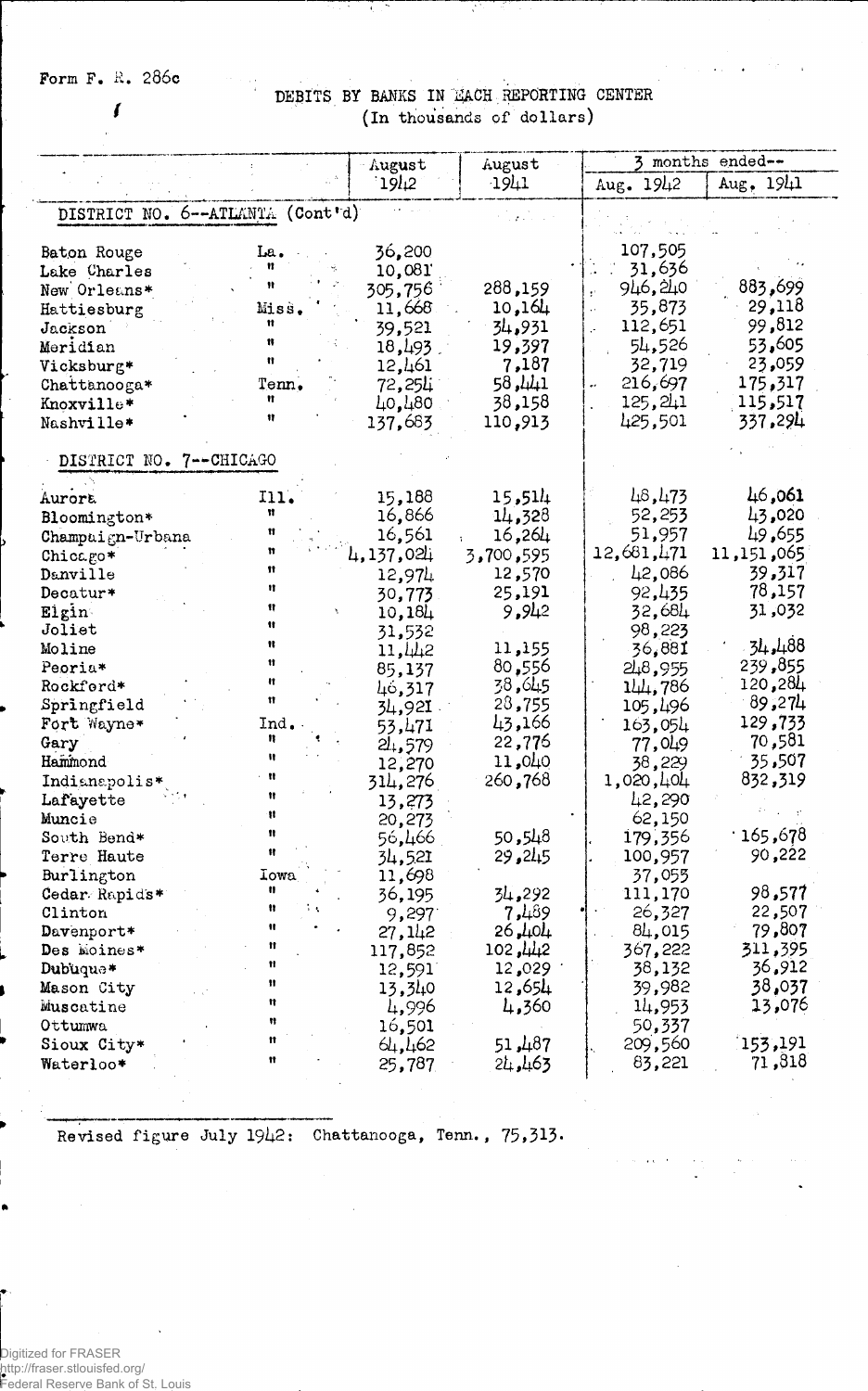Form F. R. 286c

# DEBITS BY BANKS IN EACH REPORTING CENTER
(In thousands of dollars)

| | | August 1942 | August 1941 | 3 months ended-- Aug. 1942 | Aug. 1941 |
|---|---|---|---|---|---|
| DISTRICT NO. 6--ATLANTA (Cont'd) | | | | | |
| Baton Rouge | La. | 36,200 | | 107,505 | |
| Lake Charles | " | 10,081 | | 31,636 | |
| New Orleans* | " | 305,756 | 288,159 | 946,240 | 883,699 |
| Hattiesburg | Miss. | 11,668 | 10,164 | 35,873 | 29,118 |
| Jackson | " | 39,521 | 34,931 | 112,651 | 99,812 |
| Meridian | " | 18,493 | 19,397 | 54,526 | 53,605 |
| Vicksburg* | " | 12,461 | 7,187 | 32,719 | 23,059 |
| Chattanooga* | Tenn. | 72,254 | 58,441 | 216,697 | 175,317 |
| Knoxville* | " | 40,480 | 38,158 | 125,241 | 115,517 |
| Nashville* | " | 137,683 | 110,913 | 425,501 | 337,294 |
| DISTRICT NO. 7--CHICAGO | | | | | |
| Aurora | Ill. | 15,188 | 15,514 | 48,473 | 46,061 |
| Bloomington* | " | 16,866 | 14,328 | 52,253 | 43,020 |
| Champaign-Urbana | " | 16,561 | 16,264 | 51,957 | 49,655 |
| Chicago* | " | 4,137,024 | 3,700,595 | 12,681,471 | 11,151,065 |
| Danville | " | 12,974 | 12,570 | 42,086 | 39,317 |
| Decatur* | " | 30,773 | 25,191 | 92,435 | 78,157 |
| Elgin | " | 10,184 | 9,942 | 32,684 | 31,032 |
| Joliet | " | 31,532 | | 98,223 | |
| Moline | " | 11,442 | 11,155 | 36,881 | 34,488 |
| Peoria* | " | 85,137 | 80,556 | 248,955 | 239,855 |
| Rockford* | " | 46,317 | 38,645 | 144,786 | 120,284 |
| Springfield | " | 34,921 | 28,755 | 105,496 | 89,274 |
| Fort Wayne* | Ind. | 53,471 | 43,166 | 163,054 | 129,733 |
| Gary | " | 24,579 | 22,776 | 77,049 | 70,581 |
| Hammond | " | 12,270 | 11,040 | 38,229 | 35,507 |
| Indianapolis* | " | 314,276 | 260,768 | 1,020,404 | 832,319 |
| Lafayette | " | 13,273 | | 42,290 | |
| Muncie | " | 20,273 | | 62,150 | |
| South Bend* | " | 56,466 | 50,548 | 179,356 | 165,678 |
| Terre Haute | " | 34,521 | 29,245 | 100,957 | 90,222 |
| Burlington | Iowa | 11,698 | | 37,055 | |
| Cedar Rapids* | " | 36,195 | 34,292 | 111,170 | 98,577 |
| Clinton | " | 9,297 | 7,489 | 26,327 | 22,507 |
| Davenport* | " | 27,142 | 26,404 | 84,015 | 79,807 |
| Des Moines* | " | 117,852 | 102,442 | 367,222 | 311,395 |
| Dubuque* | " | 12,591 | 12,029 | 38,132 | 36,912 |
| Mason City | " | 13,340 | 12,654 | 39,982 | 38,037 |
| Muscatine | " | 4,996 | 4,360 | 14,953 | 13,076 |
| Ottumwa | " | 16,501 | | 50,337 | |
| Sioux City* | " | 64,462 | 51,487 | 209,560 | 153,191 |
| Waterloo* | " | 25,787 | 24,463 | 83,221 | 71,818 |

Revised figure July 1942: Chattanooga, Tenn., 75,313.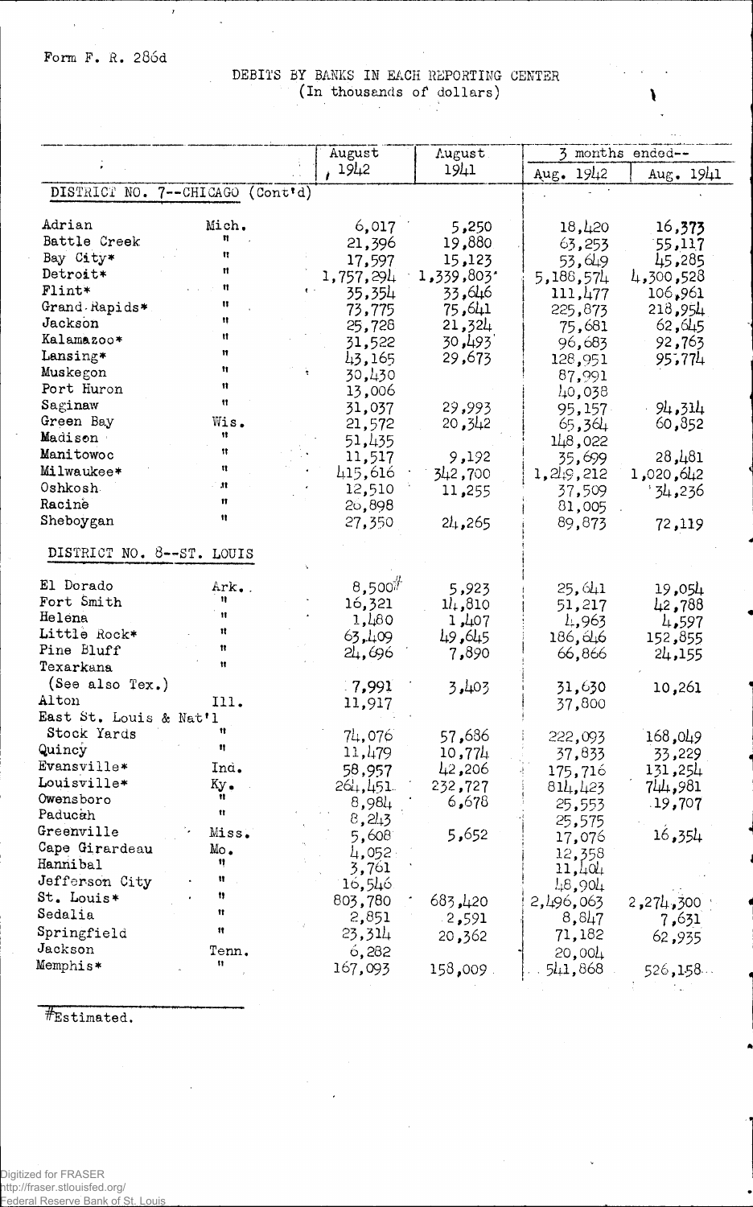Form F. R. 286d

DEBITS BY BANKS IN EACH REPORTING CENTER
(In thousands of dollars)

| | | August 1942 | August 1941 | 3 months ended-- Aug. 1942 | Aug. 1941 |
|---|---|---|---|---|---|
| DISTRICT NO. 7--CHICAGO (Cont'd) | | | | | |
| Adrian | Mich. | 6,017 | 5,250 | 18,420 | 16,373 |
| Battle Creek | " | 21,396 | 19,880 | 63,253 | 55,117 |
| Bay City* | " | 17,597 | 15,123 | 53,649 | 45,285 |
| Detroit* | " | 1,757,294 | 1,339,803 | 5,188,574 | 4,300,528 |
| Flint* | " | 35,354 | 33,646 | 111,477 | 106,961 |
| Grand Rapids* | " | 73,775 | 75,641 | 225,873 | 218,954 |
| Jackson | " | 25,728 | 21,324 | 75,681 | 62,645 |
| Kalamazoo* | " | 31,522 | 30,493 | 96,683 | 92,763 |
| Lansing* | " | 43,165 | 29,673 | 128,951 | 95,774 |
| Muskegon | " | 30,430 | | 87,991 | |
| Port Huron | " | 13,006 | | 40,038 | |
| Saginaw | " | 31,037 | 29,993 | 95,157 | 94,314 |
| Green Bay | Wis. | 21,572 | 20,342 | 65,364 | 60,852 |
| Madison | " | 51,435 | | 148,022 | |
| Manitowoc | " | 11,517 | 9,192 | 35,699 | 28,481 |
| Milwaukee* | " | 415,616 | 342,700 | 1,249,212 | 1,020,642 |
| Oshkosh | " | 12,510 | 11,255 | 37,509 | 34,236 |
| Racine | " | 26,898 | | 81,005 | |
| Sheboygan | " | 27,350 | 24,265 | 89,873 | 72,119 |
| DISTRICT NO. 8--ST. LOUIS | | | | | |
| El Dorado | Ark. | 8,500# | 5,923 | 25,641 | 19,054 |
| Fort Smith | " | 16,321 | 14,810 | 51,217 | 42,788 |
| Helena | " | 1,480 | 1,407 | 4,963 | 4,597 |
| Little Rock* | " | 63,409 | 49,645 | 186,646 | 152,855 |
| Pine Bluff | " | 24,696 | 7,890 | 66,866 | 24,155 |
| Texarkana (See also Tex.) | " | 7,991 | 3,403 | 31,630 | 10,261 |
| Alton | Ill. | 11,917 | | 37,800 | |
| East St. Louis & Nat'l Stock Yards | " | 74,076 | 57,686 | 222,093 | 168,049 |
| Quincy | " | 11,479 | 10,774 | 37,833 | 33,229 |
| Evansville* | Ind. | 58,957 | 42,206 | 175,716 | 131,254 |
| Louisville* | Ky. | 264,451 | 232,727 | 814,423 | 744,981 |
| Owensboro | " | 8,984 | 6,678 | 25,553 | 19,707 |
| Paducah | " | 8,243 | | 25,575 | |
| Greenville | Miss. | 5,608 | 5,652 | 17,076 | 16,354 |
| Cape Girardeau | Mo. | 4,052 | | 12,358 | |
| Hannibal | " | 3,761 | | 11,404 | |
| Jefferson City | " | 16,546 | | 48,904 | |
| St. Louis* | " | 803,780 | 683,420 | 2,496,063 | 2,274,300 |
| Sedalia | " | 2,851 | 2,591 | 8,847 | 7,631 |
| Springfield | " | 23,314 | 20,362 | 71,182 | 62,935 |
| Jackson | Tenn. | 6,282 | | 20,004 | |
| Memphis* | " | 167,093 | 158,009 | 541,868 | 526,158 |

#Estimated.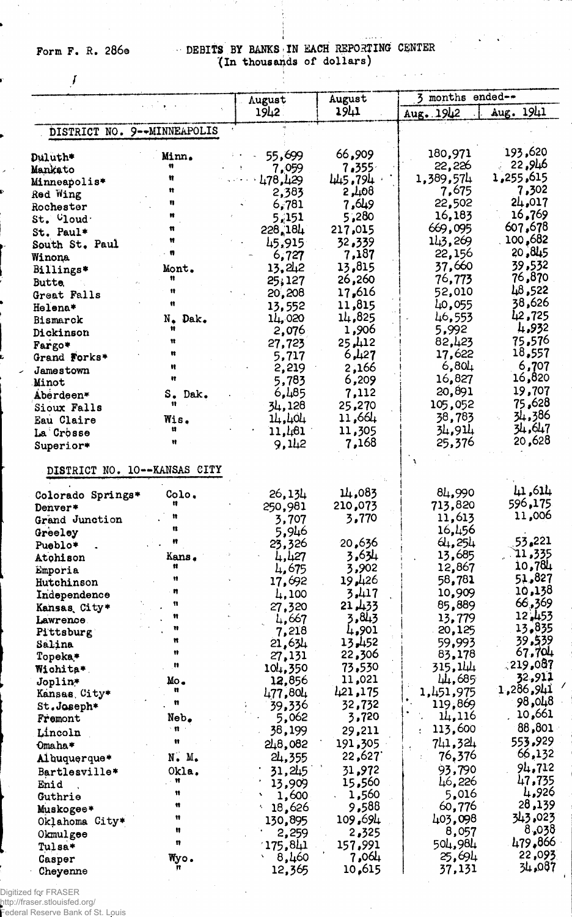Form F. R. 286e

# DEBITS BY BANKS IN EACH REPORTING CENTER
(In thousands of dollars)

| | | August 1942 | August 1941 | 3 months ended-- Aug. 1942 | Aug. 1941 |
|---|---|---|---|---|---|
| **DISTRICT NO. 9--MINNEAPOLIS** | | | | | |
| Duluth* | Minn. | 55,699 | 66,909 | 180,971 | 193,620 |
| Mankato | " | 7,059 | 7,355 | 22,226 | 22,946 |
| Minneapolis* | " | 478,429 | 445,794 | 1,389,574 | 1,255,615 |
| Red Wing | " | 2,383 | 2,408 | 7,675 | 7,302 |
| Rochester | " | 6,781 | 7,649 | 22,502 | 24,017 |
| St. Cloud | " | 5,151 | 5,280 | 16,183 | 16,769 |
| St. Paul* | " | 228,184 | 217,015 | 669,095 | 607,678 |
| South St. Paul | " | 45,915 | 32,339 | 143,269 | 100,682 |
| Winona | " | 6,727 | 7,187 | 22,156 | 20,845 |
| Billings* | Mont. | 13,242 | 13,815 | 37,660 | 39,532 |
| Butte | " | 25,127 | 26,260 | 76,773 | 76,870 |
| Great Falls | " | 20,208 | 17,616 | 52,010 | 48,522 |
| Helena* | " | 13,552 | 11,815 | 40,055 | 38,626 |
| Bismarck | N. Dak. | 14,020 | 14,825 | 46,553 | 42,725 |
| Dickinson | " | 2,076 | 1,906 | 5,992 | 4,932 |
| Fargo* | " | 27,723 | 25,412 | 82,423 | 75,576 |
| Grand Forks* | " | 5,717 | 6,427 | 17,622 | 18,557 |
| Jamestown | " | 2,219 | 2,166 | 6,804 | 6,707 |
| Minot | " | 5,783 | 6,209 | 16,827 | 16,820 |
| Aberdeen* | S. Dak. | 6,485 | 7,112 | 20,891 | 19,707 |
| Sioux Falls | " | 34,128 | 25,270 | 105,052 | 75,628 |
| Eau Claire | Wis. | 14,404 | 11,664 | 38,783 | 34,386 |
| La Crosse | " | 11,481 | 11,305 | 34,914 | 34,647 |
| Superior* | " | 9,142 | 7,168 | 25,376 | 20,628 |
| **DISTRICT NO. 10--KANSAS CITY** | | | | | |
| Colorado Springs* | Colo. | 26,134 | 14,083 | 84,990 | 41,614 |
| Denver* | " | 250,981 | 210,073 | 713,820 | 596,175 |
| Grand Junction | " | 3,707 | 3,770 | 11,613 | 11,006 |
| Greeley | " | 5,946 | | 16,456 | |
| Pueblo* | " | 23,326 | 20,636 | 64,254 | 53,221 |
| Atchison | Kans. | 4,427 | 3,634 | 13,685 | 11,335 |
| Emporia | " | 4,675 | 3,902 | 12,867 | 10,784 |
| Hutchinson | " | 17,692 | 19,426 | 58,781 | 51,827 |
| Independence | " | 4,100 | 3,417 | 10,909 | 10,138 |
| Kansas City* | " | 27,320 | 21,433 | 85,889 | 66,369 |
| Lawrence | " | 4,667 | 3,843 | 13,779 | 12,453 |
| Pittsburg | " | 7,218 | 4,901 | 20,125 | 13,835 |
| Salina | " | 21,634 | 13,452 | 59,993 | 39,539 |
| Topeka* | " | 27,131 | 22,306 | 83,178 | 67,704 |
| Wichita* | " | 104,350 | 73,530 | 315,144 | 219,087 |
| Joplin* | Mo. | 12,856 | 11,021 | 44,685 | 32,911 |
| Kansas City* | " | 477,804 | 421,175 | 1,451,975 | 1,286,941 |
| St. Joseph* | " | 39,336 | 32,732 | 119,869 | 98,048 |
| Fremont | Neb. | 5,062 | 3,720 | 14,116 | 10,661 |
| Lincoln | " | 38,199 | 29,211 | 113,600 | 88,801 |
| Omaha* | " | 248,082 | 191,305 | 741,324 | 553,929 |
| Albuquerque* | N. M. | 24,355 | 22,627 | 76,376 | 66,132 |
| Bartlesville* | Okla. | 31,245 | 31,972 | 93,790 | 94,712 |
| Enid | " | 13,909 | 15,560 | 46,226 | 47,735 |
| Guthrie | " | 1,600 | 1,560 | 5,016 | 4,926 |
| Muskogee* | " | 18,626 | 9,588 | 60,776 | 28,139 |
| Oklahoma City* | " | 130,895 | 109,694 | 403,098 | 343,023 |
| Okmulgee | " | 2,259 | 2,325 | 8,057 | 8,038 |
| Tulsa* | " | 175,841 | 157,991 | 504,984 | 479,866 |
| Casper | Wyo. | 8,460 | 7,064 | 25,694 | 22,093 |
| Cheyenne | " | 12,365 | 10,615 | 37,131 | 34,087 |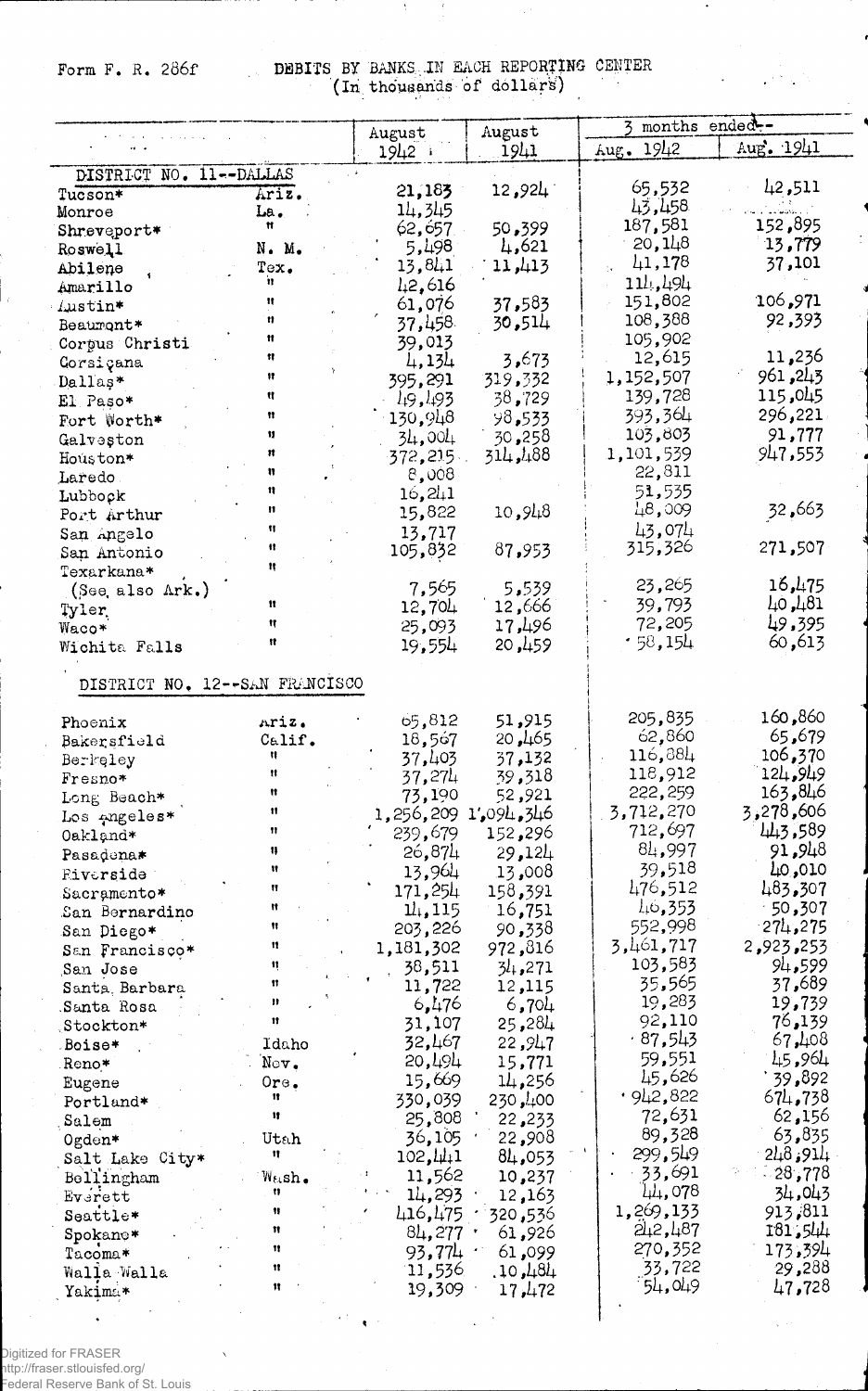Form F. R. 286f

# DEBITS BY BANKS IN EACH REPORTING CENTER
(In thousands of dollars)

| | | August 1942 | August 1941 | 3 months ended-- Aug. 1942 | Aug. 1941 |
|---|---|---|---|---|---|
| DISTRICT NO. 11--DALLAS | | | | | |
| Tucson* | Ariz. | 21,183 | 12,924 | 65,532 | 42,511 |
| Monroe | La. | 14,345 | | 43,458 | |
| Shreveport* | " | 62,657 | 50,399 | 187,581 | 152,895 |
| Roswell | N. M. | 5,498 | 4,621 | 20,148 | 13,779 |
| Abilene | Tex. | 13,841 | 11,413 | 41,178 | 37,101 |
| Amarillo | " | 42,616 | | 114,494 | |
| Austin* | " | 61,076 | 37,583 | 151,802 | 106,971 |
| Beaumont* | " | 37,458 | 30,514 | 108,388 | 92,393 |
| Corpus Christi | " | 39,013 | | 105,902 | |
| Corsicana | " | 4,134 | 3,673 | 12,615 | 11,236 |
| Dallas* | " | 395,291 | 319,332 | 1,152,507 | 961,243 |
| El Paso* | " | 49,493 | 38,729 | 139,728 | 115,045 |
| Fort Worth* | " | 130,948 | 98,533 | 393,364 | 296,221 |
| Galveston | " | 34,004 | 30,258 | 103,803 | 91,777 |
| Houston* | " | 372,215 | 314,488 | 1,101,539 | 947,553 |
| Laredo | " | 8,008 | | 22,811 | |
| Lubbock | " | 16,241 | | 51,535 | |
| Port Arthur | " | 15,822 | 10,948 | 48,009 | 32,663 |
| San Angelo | " | 13,717 | | 43,074 | |
| San Antonio | " | 105,832 | 87,953 | 315,326 | 271,507 |
| Texarkana* (See also Ark.) | " | 7,565 | 5,539 | 23,265 | 16,475 |
| Tyler | " | 12,704 | 12,666 | 39,793 | 40,481 |
| Waco* | " | 25,093 | 17,496 | 72,205 | 49,395 |
| Wichita Falls | " | 19,554 | 20,459 | 58,154 | 60,613 |
| DISTRICT NO. 12--SAN FRANCISCO | | | | | |
| Phoenix | Ariz. | 65,812 | 51,915 | 205,835 | 160,860 |
| Bakersfield | Calif. | 18,567 | 20,465 | 62,860 | 65,679 |
| Berkeley | " | 37,403 | 37,132 | 116,884 | 106,370 |
| Fresno* | " | 37,274 | 39,318 | 118,912 | 124,949 |
| Long Beach* | " | 73,190 | 52,921 | 222,259 | 163,846 |
| Los Angeles* | " | 1,256,209 | 1,094,346 | 3,712,270 | 3,278,606 |
| Oakland* | " | 239,679 | 152,296 | 712,697 | 443,589 |
| Pasadena* | " | 26,874 | 29,124 | 84,997 | 91,948 |
| Riverside | " | 13,964 | 13,008 | 39,518 | 40,010 |
| Sacramento* | " | 171,254 | 158,391 | 476,512 | 483,307 |
| San Bernardino | " | 14,115 | 16,751 | 46,353 | 50,307 |
| San Diego* | " | 203,226 | 90,338 | 552,998 | 274,275 |
| San Francisco* | " | 1,181,302 | 972,816 | 3,461,717 | 2,923,253 |
| San Jose | " | 38,511 | 34,271 | 103,583 | 94,599 |
| Santa Barbara | " | 11,722 | 12,115 | 35,565 | 37,689 |
| Santa Rosa | " | 6,476 | 6,704 | 19,283 | 19,739 |
| Stockton* | " | 31,107 | 25,284 | 92,110 | 76,139 |
| Boise* | Idaho | 32,467 | 22,947 | 87,543 | 67,408 |
| Reno* | Nev. | 20,494 | 15,771 | 59,551 | 45,964 |
| Eugene | Ore. | 15,669 | 14,256 | 45,626 | 39,892 |
| Portland* | " | 330,039 | 230,400 | 942,822 | 674,738 |
| Salem | " | 25,808 | 22,233 | 72,631 | 62,156 |
| Ogden* | Utah | 36,105 | 22,908 | 89,328 | 63,835 |
| Salt Lake City* | " | 102,441 | 84,053 | 299,549 | 248,914 |
| Bellingham | Wash. | 11,562 | 10,237 | 33,691 | 28,778 |
| Everett | " | 14,293 | 12,163 | 44,078 | 34,043 |
| Seattle* | " | 416,475 | 320,536 | 1,269,133 | 913,811 |
| Spokane* | " | 84,277 | 61,926 | 242,487 | 181,544 |
| Tacoma* | " | 93,774 | 61,099 | 270,352 | 173,394 |
| Walla Walla | " | 11,536 | 10,484 | 33,722 | 29,288 |
| Yakima* | " | 19,309 | 17,472 | 54,049 | 47,728 |